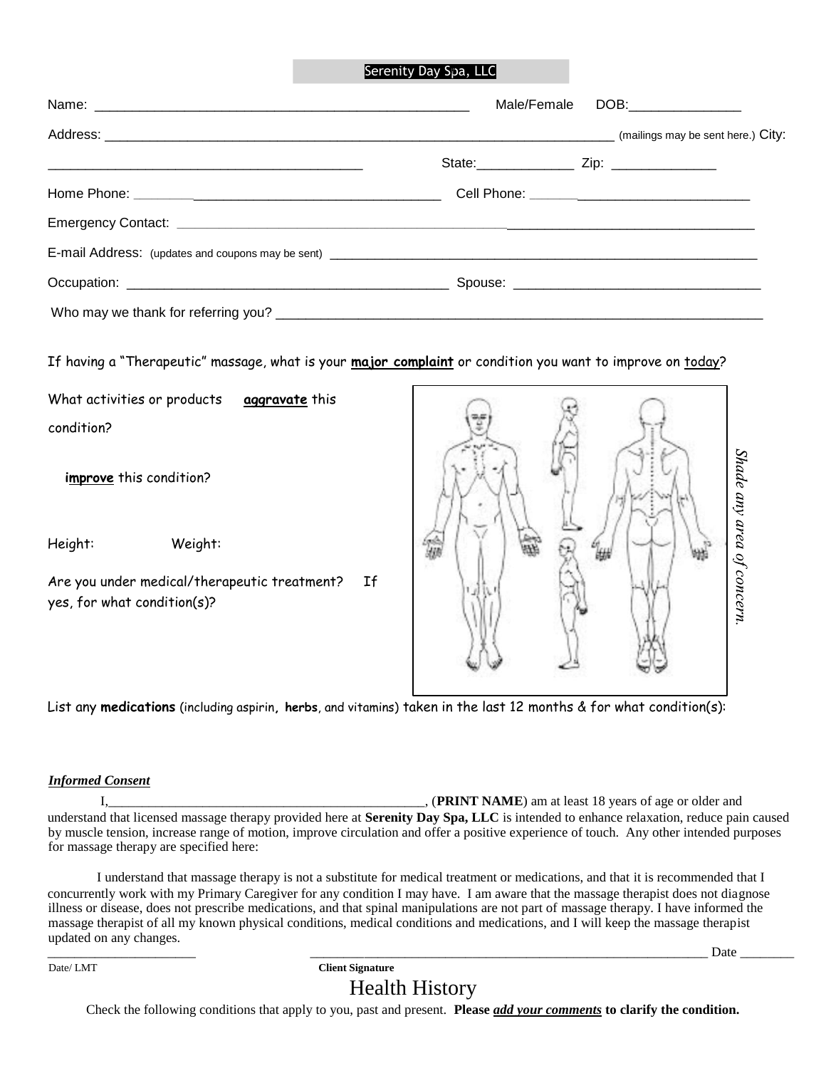Serenity Day Spa, LLC

Name: ___________________________________________________ Male/Female DOB:_______________

Address: ______________________________________________________________________ (mailings may be sent here.) City:

__________________________________________ State:_____________ Zip: ______________

Home Phone: __________________________________________ Cell Phone: _____________________________

Emergency Contact: ____________________________________________________________________________

E-mail Address: (updates and coupons may be sent) ____________________________________________________________

Occupation: ____________________________________________ Spouse: _________________________________

Who may we thank for referring you? _____________________________________________________________________

If having a "Therapeutic" massage, what is your **major complaint** or condition you want to improve on today?

What activities or products **aggravate** this condition?

**improve** this condition?

Height: Weight:

Are you under medical/therapeutic treatment? If yes, for what condition(s)?

*Shade any area of concern.*

List any **medications** (including aspirin, **herbs**, and vitamins) taken in the last 12 months & for what condition(s):

***Informed Consent***

I,_______________________________________________, (**PRINT NAME**) am at least 18 years of age or older and understand that licensed massage therapy provided here at **Serenity Day Spa, LLC** is intended to enhance relaxation, reduce pain caused by muscle tension, increase range of motion, improve circulation and offer a positive experience of touch. Any other intended purposes for massage therapy are specified here:

I understand that massage therapy is not a substitute for medical treatment or medications, and that it is recommended that I concurrently work with my Primary Caregiver for any condition I may have. I am aware that the massage therapist does not diagnose illness or disease, does not prescribe medications, and that spinal manipulations are not part of massage therapy. I have informed the massage therapist of all my known physical conditions, medical conditions and medications, and I will keep the massage therapist updated on any changes.

_____________________ _____________________________________________________________ Date ________

Date/ LMT **Client Signature**

# Health History

Check the following conditions that apply to you, past and present. **Please *add your comments* to clarify the condition.**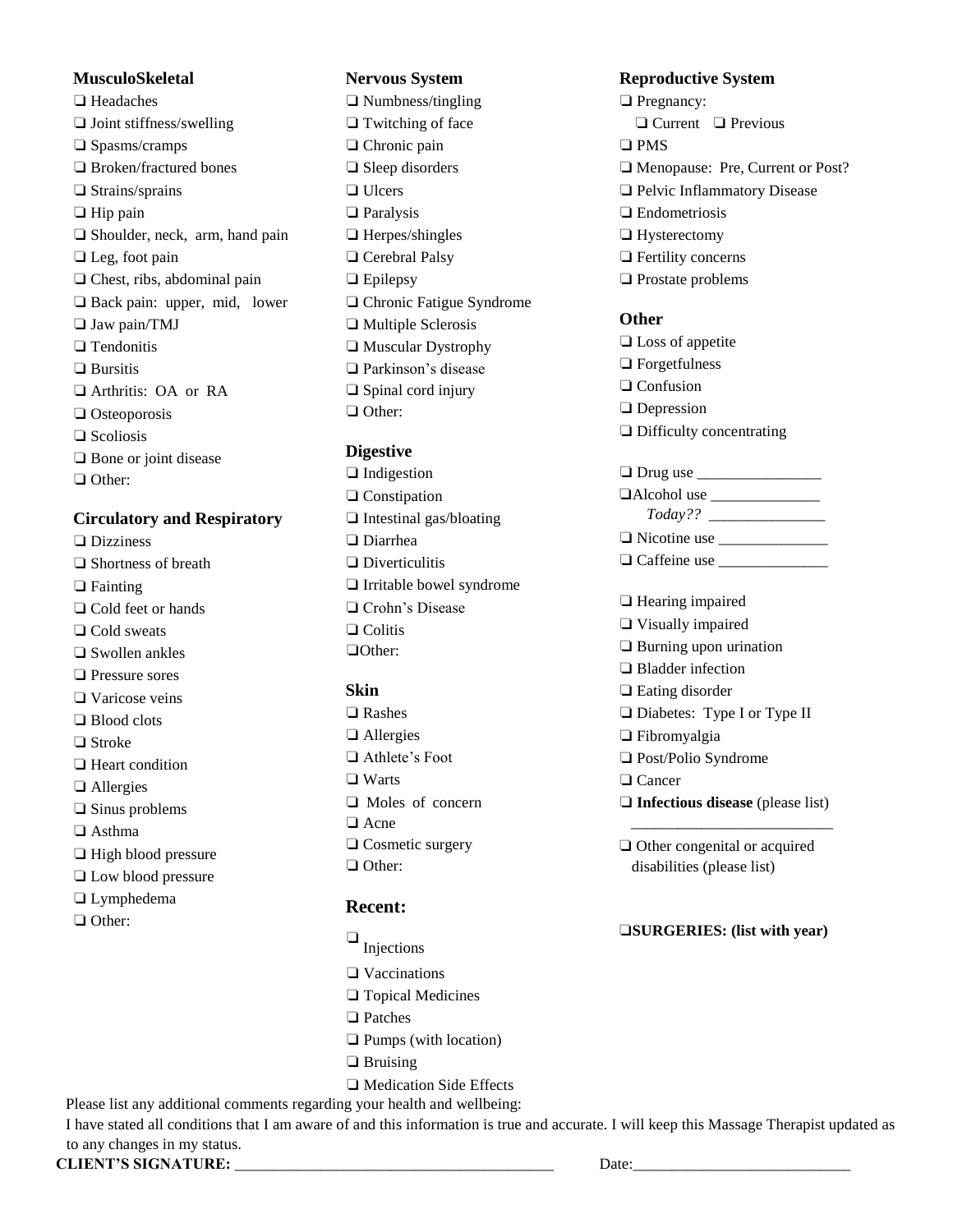**MusculoSkeletal**

- ❑ Headaches
- ❑ Joint stiffness/swelling
- ❑ Spasms/cramps
- ❑ Broken/fractured bones
- ❑ Strains/sprains
- ❑ Hip pain
- ❑ Shoulder, neck, arm, hand pain
- ❑ Leg, foot pain
- ❑ Chest, ribs, abdominal pain
- ❑ Back pain: upper, mid, lower
- ❑ Jaw pain/TMJ
- ❑ Tendonitis
- ❑ Bursitis
- ❑ Arthritis: OA or RA
- ❑ Osteoporosis
- ❑ Scoliosis
- ❑ Bone or joint disease
- ❑ Other:

**Circulatory and Respiratory**

- ❑ Dizziness
- ❑ Shortness of breath
- ❑ Fainting
- ❑ Cold feet or hands
- ❑ Cold sweats
- ❑ Swollen ankles
- ❑ Pressure sores
- ❑ Varicose veins
- ❑ Blood clots
- ❑ Stroke
- ❑ Heart condition
- ❑ Allergies
- ❑ Sinus problems
- ❑ Asthma
- ❑ High blood pressure
- ❑ Low blood pressure
- ❑ Lymphedema
- ❑ Other:

**Nervous System**

- ❑ Numbness/tingling
- ❑ Twitching of face
- ❑ Chronic pain
- ❑ Sleep disorders
- ❑ Ulcers
- ❑ Paralysis
- ❑ Herpes/shingles
- ❑ Cerebral Palsy
- ❑ Epilepsy
- ❑ Chronic Fatigue Syndrome
- ❑ Multiple Sclerosis
- ❑ Muscular Dystrophy
- ❑ Parkinson's disease
- ❑ Spinal cord injury
- ❑ Other:

**Digestive**

- ❑ Indigestion
- ❑ Constipation
- ❑ Intestinal gas/bloating
- ❑ Diarrhea
- ❑ Diverticulitis
- ❑ Irritable bowel syndrome
- ❑ Crohn's Disease
- ❑ Colitis
- ❑ Other:

**Skin**

- ❑ Rashes
- ❑ Allergies
- ❑ Athlete's Foot
- ❑ Warts
- ❑ Moles of concern
- ❑ Acne
- ❑ Cosmetic surgery
- ❑ Other:

**Recent:**

- ❑ Injections
- ❑ Vaccinations
- ❑ Topical Medicines
- ❑ Patches
- ❑ Pumps (with location)
- ❑ Bruising
- ❑ Medication Side Effects

**Reproductive System**

- ❑ Pregnancy:
  - ❑ Current ❑ Previous
- ❑ PMS
- ❑ Menopause: Pre, Current or Post?
- ❑ Pelvic Inflammatory Disease
- ❑ Endometriosis
- ❑ Hysterectomy
- ❑ Fertility concerns
- ❑ Prostate problems

**Other**

- ❑ Loss of appetite
- ❑ Forgetfulness
- ❑ Confusion
- ❑ Depression
- ❑ Difficulty concentrating

- ❑ Drug use ________________
- ❑ Alcohol use ______________
  - *Today??* _______________
- ❑ Nicotine use ______________
- ❑ Caffeine use ______________

- ❑ Hearing impaired
- ❑ Visually impaired
- ❑ Burning upon urination
- ❑ Bladder infection
- ❑ Eating disorder
- ❑ Diabetes: Type I or Type II
- ❑ Fibromyalgia
- ❑ Post/Polio Syndrome
- ❑ Cancer
- ❑ **Infectious disease** (please list) _________________________
- ❑ Other congenital or acquired disabilities (please list)

❑**SURGERIES: (list with year)**

Please list any additional comments regarding your health and wellbeing:

I have stated all conditions that I am aware of and this information is true and accurate. I will keep this Massage Therapist updated as to any changes in my status.

**CLIENT'S SIGNATURE:** ________________________________________ Date:____________________________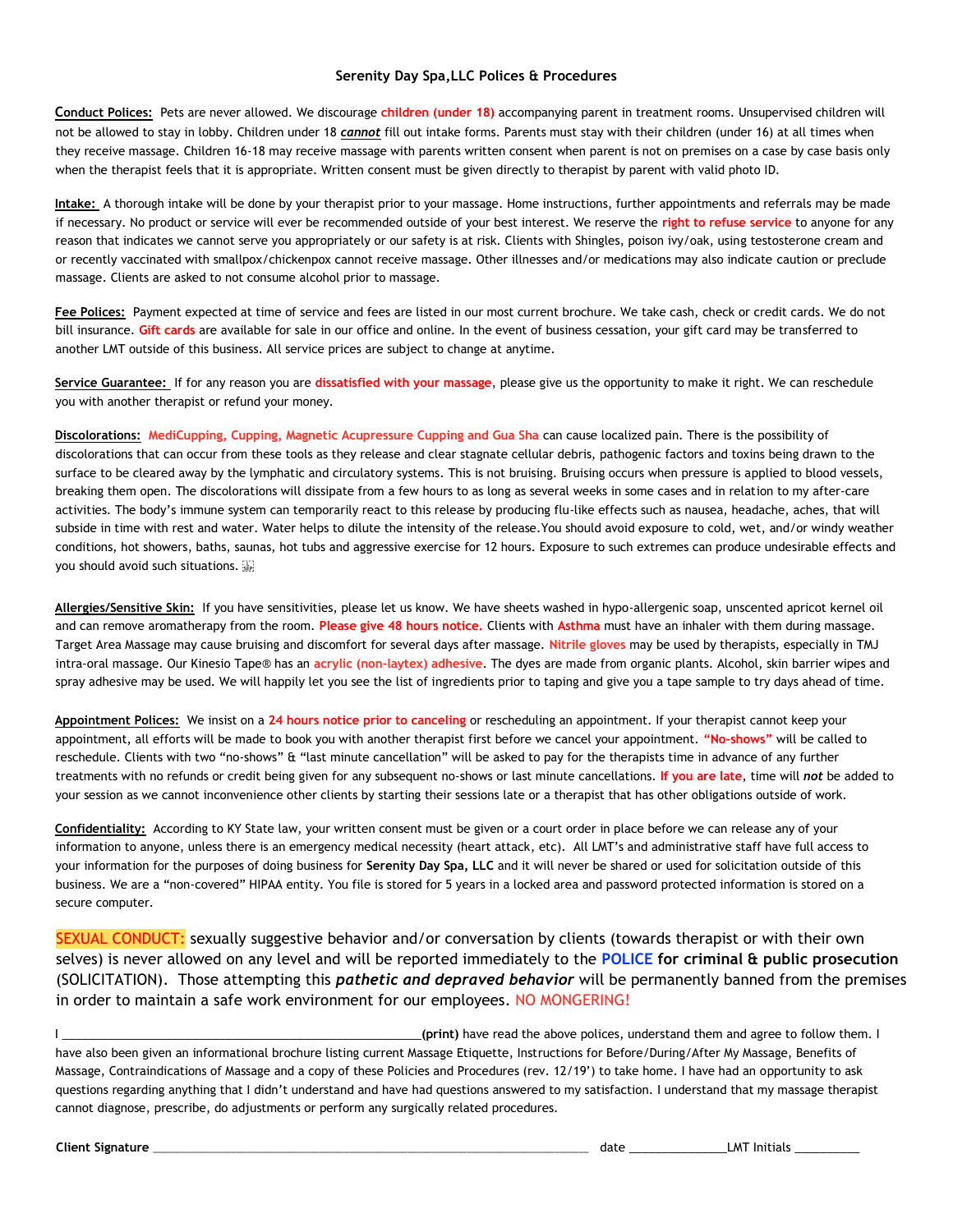**Serenity Day Spa,LLC Polices & Procedures**

**Conduct Polices:** Pets are never allowed. We discourage **children (under 18)** accompanying parent in treatment rooms. Unsupervised children will not be allowed to stay in lobby. Children under 18 ***cannot*** fill out intake forms. Parents must stay with their children (under 16) at all times when they receive massage. Children 16-18 may receive massage with parents written consent when parent is not on premises on a case by case basis only when the therapist feels that it is appropriate. Written consent must be given directly to therapist by parent with valid photo ID.

**Intake:** A thorough intake will be done by your therapist prior to your massage. Home instructions, further appointments and referrals may be made if necessary. No product or service will ever be recommended outside of your best interest. We reserve the **right to refuse service** to anyone for any reason that indicates we cannot serve you appropriately or our safety is at risk. Clients with Shingles, poison ivy/oak, using testosterone cream and or recently vaccinated with smallpox/chickenpox cannot receive massage. Other illnesses and/or medications may also indicate caution or preclude massage. Clients are asked to not consume alcohol prior to massage.

**Fee Polices:** Payment expected at time of service and fees are listed in our most current brochure. We take cash, check or credit cards. We do not bill insurance. **Gift cards** are available for sale in our office and online. In the event of business cessation, your gift card may be transferred to another LMT outside of this business. All service prices are subject to change at anytime.

**Service Guarantee:** If for any reason you are **dissatisfied with your massage**, please give us the opportunity to make it right. We can reschedule you with another therapist or refund your money.

**Discolorations:** **MediCupping, Cupping, Magnetic Acupressure Cupping and Gua Sha** can cause localized pain. There is the possibility of discolorations that can occur from these tools as they release and clear stagnate cellular debris, pathogenic factors and toxins being drawn to the surface to be cleared away by the lymphatic and circulatory systems. This is not bruising. Bruising occurs when pressure is applied to blood vessels, breaking them open. The discolorations will dissipate from a few hours to as long as several weeks in some cases and in relation to my after-care activities. The body's immune system can temporarily react to this release by producing flu-like effects such as nausea, headache, aches, that will subside in time with rest and water. Water helps to dilute the intensity of the release.You should avoid exposure to cold, wet, and/or windy weather conditions, hot showers, baths, saunas, hot tubs and aggressive exercise for 12 hours. Exposure to such extremes can produce undesirable effects and you should avoid such situations.

**Allergies/Sensitive Skin:** If you have sensitivities, please let us know. We have sheets washed in hypo-allergenic soap, unscented apricot kernel oil and can remove aromatherapy from the room. **Please give 48 hours notice.** Clients with **Asthma** must have an inhaler with them during massage. Target Area Massage may cause bruising and discomfort for several days after massage. **Nitrile gloves** may be used by therapists, especially in TMJ intra-oral massage. Our Kinesio Tape® has an **acrylic (non-laytex) adhesive**. The dyes are made from organic plants. Alcohol, skin barrier wipes and spray adhesive may be used. We will happily let you see the list of ingredients prior to taping and give you a tape sample to try days ahead of time.

**Appointment Polices:** We insist on a **24 hours notice prior to canceling** or rescheduling an appointment. If your therapist cannot keep your appointment, all efforts will be made to book you with another therapist first before we cancel your appointment. **"No-shows"** will be called to reschedule. Clients with two "no-shows" & "last minute cancellation" will be asked to pay for the therapists time in advance of any further treatments with no refunds or credit being given for any subsequent no-shows or last minute cancellations. **If you are late**, time will ***not*** be added to your session as we cannot inconvenience other clients by starting their sessions late or a therapist that has other obligations outside of work.

**Confidentiality:** According to KY State law, your written consent must be given or a court order in place before we can release any of your information to anyone, unless there is an emergency medical necessity (heart attack, etc). All LMT's and administrative staff have full access to your information for the purposes of doing business for **Serenity Day Spa, LLC** and it will never be shared or used for solicitation outside of this business. We are a "non-covered" HIPAA entity. You file is stored for 5 years in a locked area and password protected information is stored on a secure computer.

SEXUAL CONDUCT: sexually suggestive behavior and/or conversation by clients (towards therapist or with their own selves) is never allowed on any level and will be reported immediately to the **POLICE for criminal & public prosecution** (SOLICITATION). Those attempting this ***pathetic and depraved behavior*** will be permanently banned from the premises in order to maintain a safe work environment for our employees. NO MONGERING!

I ________________________________________**(print)** have read the above polices, understand them and agree to follow them. I have also been given an informational brochure listing current Massage Etiquette, Instructions for Before/During/After My Massage, Benefits of Massage, Contraindications of Massage and a copy of these Policies and Procedures (rev. 12/19') to take home. I have had an opportunity to ask questions regarding anything that I didn't understand and have had questions answered to my satisfaction. I understand that my massage therapist cannot diagnose, prescribe, do adjustments or perform any surgically related procedures.

**Client Signature** ____________________________________________ date ______________ LMT Initials __________